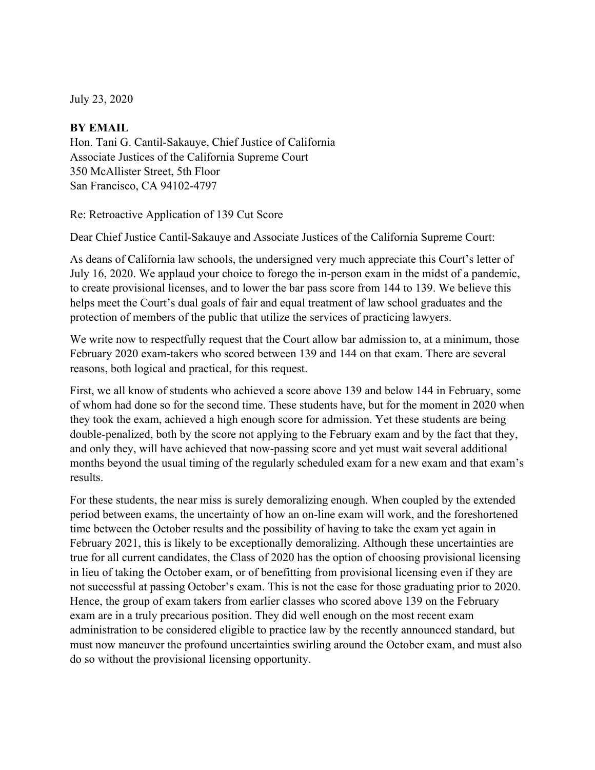July 23, 2020

**BY EMAIL**
Hon. Tani G. Cantil-Sakauye, Chief Justice of California
Associate Justices of the California Supreme Court
350 McAllister Street, 5th Floor
San Francisco, CA 94102-4797

Re: Retroactive Application of 139 Cut Score

Dear Chief Justice Cantil-Sakauye and Associate Justices of the California Supreme Court:

As deans of California law schools, the undersigned very much appreciate this Court's letter of July 16, 2020. We applaud your choice to forego the in-person exam in the midst of a pandemic, to create provisional licenses, and to lower the bar pass score from 144 to 139. We believe this helps meet the Court's dual goals of fair and equal treatment of law school graduates and the protection of members of the public that utilize the services of practicing lawyers.

We write now to respectfully request that the Court allow bar admission to, at a minimum, those February 2020 exam-takers who scored between 139 and 144 on that exam. There are several reasons, both logical and practical, for this request.

First, we all know of students who achieved a score above 139 and below 144 in February, some of whom had done so for the second time. These students have, but for the moment in 2020 when they took the exam, achieved a high enough score for admission. Yet these students are being double-penalized, both by the score not applying to the February exam and by the fact that they, and only they, will have achieved that now-passing score and yet must wait several additional months beyond the usual timing of the regularly scheduled exam for a new exam and that exam's results.

For these students, the near miss is surely demoralizing enough. When coupled by the extended period between exams, the uncertainty of how an on-line exam will work, and the foreshortened time between the October results and the possibility of having to take the exam yet again in February 2021, this is likely to be exceptionally demoralizing. Although these uncertainties are true for all current candidates, the Class of 2020 has the option of choosing provisional licensing in lieu of taking the October exam, or of benefitting from provisional licensing even if they are not successful at passing October's exam. This is not the case for those graduating prior to 2020. Hence, the group of exam takers from earlier classes who scored above 139 on the February exam are in a truly precarious position. They did well enough on the most recent exam administration to be considered eligible to practice law by the recently announced standard, but must now maneuver the profound uncertainties swirling around the October exam, and must also do so without the provisional licensing opportunity.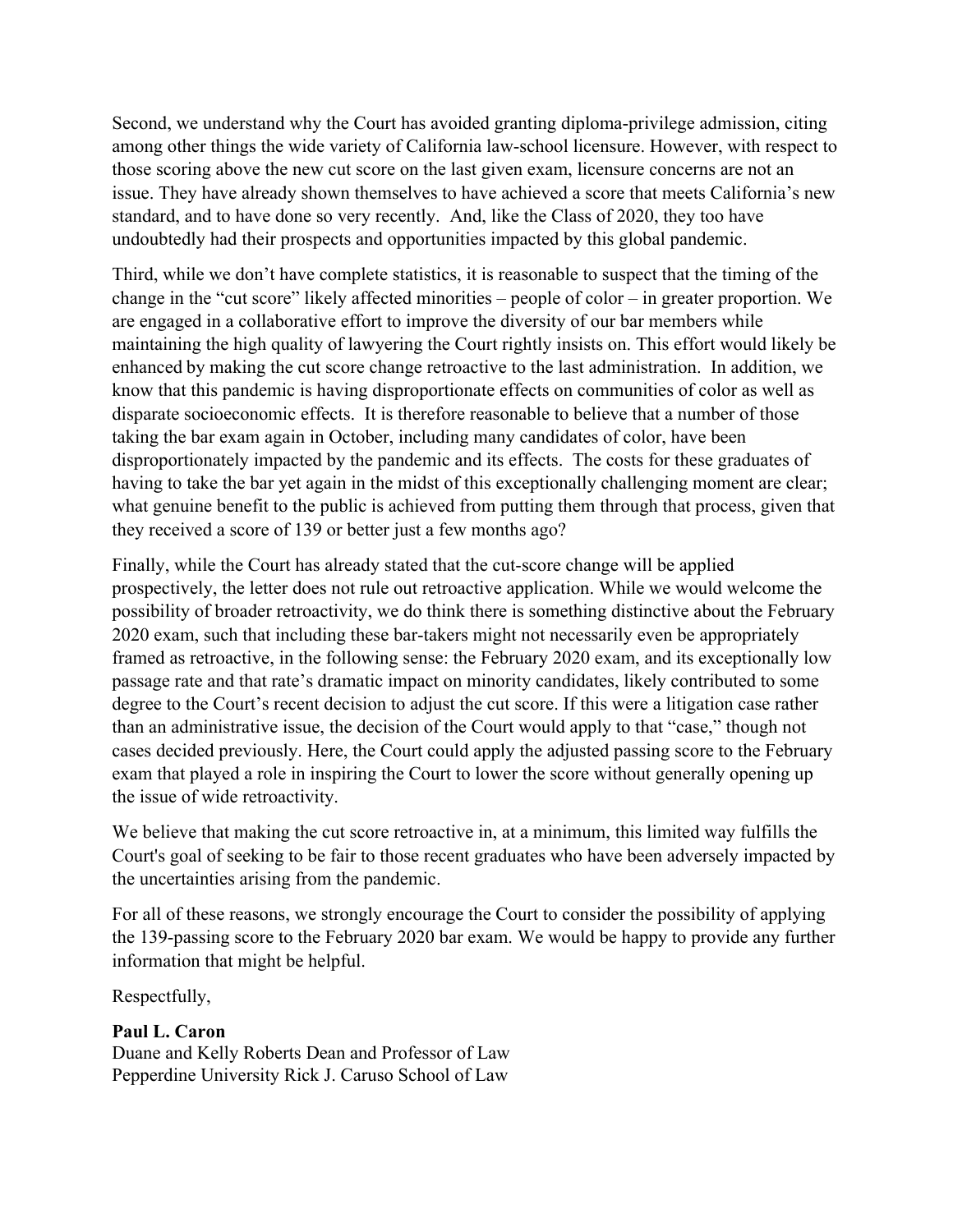Second, we understand why the Court has avoided granting diploma-privilege admission, citing among other things the wide variety of California law-school licensure. However, with respect to those scoring above the new cut score on the last given exam, licensure concerns are not an issue. They have already shown themselves to have achieved a score that meets California's new standard, and to have done so very recently. And, like the Class of 2020, they too have undoubtedly had their prospects and opportunities impacted by this global pandemic.

Third, while we don't have complete statistics, it is reasonable to suspect that the timing of the change in the "cut score" likely affected minorities – people of color – in greater proportion. We are engaged in a collaborative effort to improve the diversity of our bar members while maintaining the high quality of lawyering the Court rightly insists on. This effort would likely be enhanced by making the cut score change retroactive to the last administration. In addition, we know that this pandemic is having disproportionate effects on communities of color as well as disparate socioeconomic effects. It is therefore reasonable to believe that a number of those taking the bar exam again in October, including many candidates of color, have been disproportionately impacted by the pandemic and its effects. The costs for these graduates of having to take the bar yet again in the midst of this exceptionally challenging moment are clear; what genuine benefit to the public is achieved from putting them through that process, given that they received a score of 139 or better just a few months ago?

Finally, while the Court has already stated that the cut-score change will be applied prospectively, the letter does not rule out retroactive application. While we would welcome the possibility of broader retroactivity, we do think there is something distinctive about the February 2020 exam, such that including these bar-takers might not necessarily even be appropriately framed as retroactive, in the following sense: the February 2020 exam, and its exceptionally low passage rate and that rate's dramatic impact on minority candidates, likely contributed to some degree to the Court's recent decision to adjust the cut score. If this were a litigation case rather than an administrative issue, the decision of the Court would apply to that "case," though not cases decided previously. Here, the Court could apply the adjusted passing score to the February exam that played a role in inspiring the Court to lower the score without generally opening up the issue of wide retroactivity.

We believe that making the cut score retroactive in, at a minimum, this limited way fulfills the Court's goal of seeking to be fair to those recent graduates who have been adversely impacted by the uncertainties arising from the pandemic.

For all of these reasons, we strongly encourage the Court to consider the possibility of applying the 139-passing score to the February 2020 bar exam. We would be happy to provide any further information that might be helpful.

Respectfully,

**Paul L. Caron**
Duane and Kelly Roberts Dean and Professor of Law
Pepperdine University Rick J. Caruso School of Law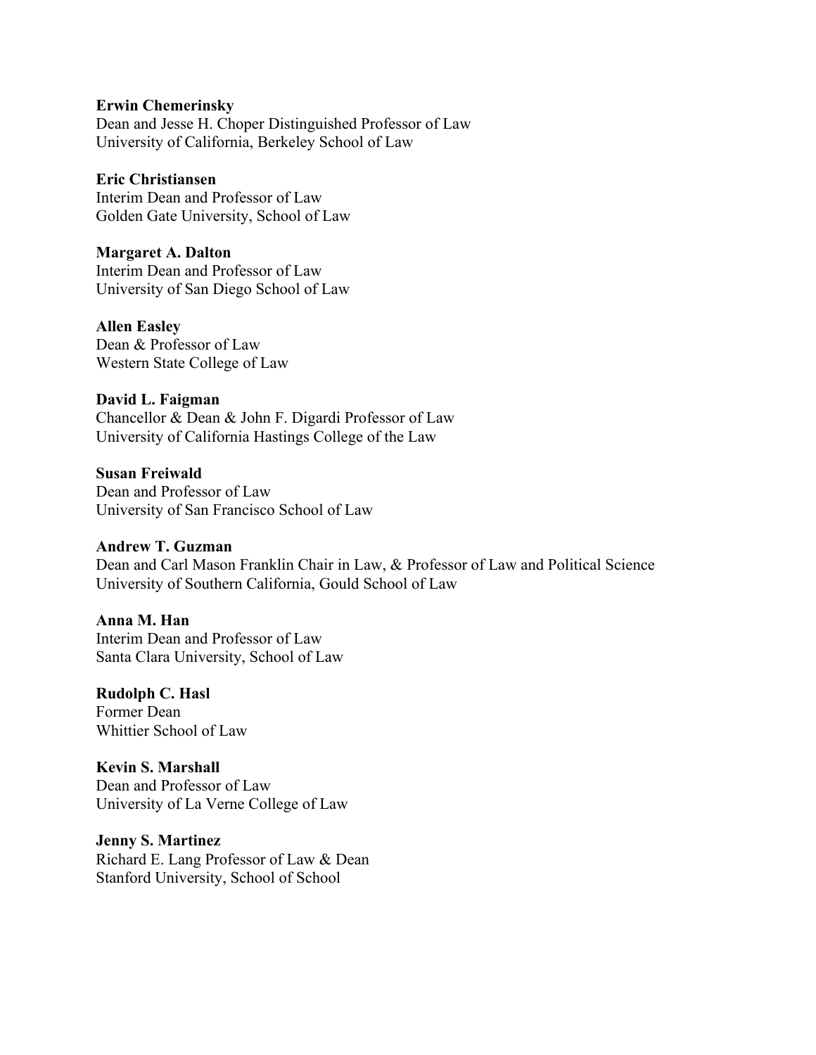**Erwin Chemerinsky**
Dean and Jesse H. Choper Distinguished Professor of Law
University of California, Berkeley School of Law

**Eric Christiansen**
Interim Dean and Professor of Law
Golden Gate University, School of Law

**Margaret A. Dalton**
Interim Dean and Professor of Law
University of San Diego School of Law

**Allen Easley**
Dean & Professor of Law
Western State College of Law

**David L. Faigman**
Chancellor & Dean & John F. Digardi Professor of Law
University of California Hastings College of the Law

**Susan Freiwald**
Dean and Professor of Law
University of San Francisco School of Law

**Andrew T. Guzman**
Dean and Carl Mason Franklin Chair in Law, & Professor of Law and Political Science
University of Southern California, Gould School of Law

**Anna M. Han**
Interim Dean and Professor of Law
Santa Clara University, School of Law

**Rudolph C. Hasl**
Former Dean
Whittier School of Law

**Kevin S. Marshall**
Dean and Professor of Law
University of La Verne College of Law

**Jenny S. Martinez**
Richard E. Lang Professor of Law & Dean
Stanford University, School of School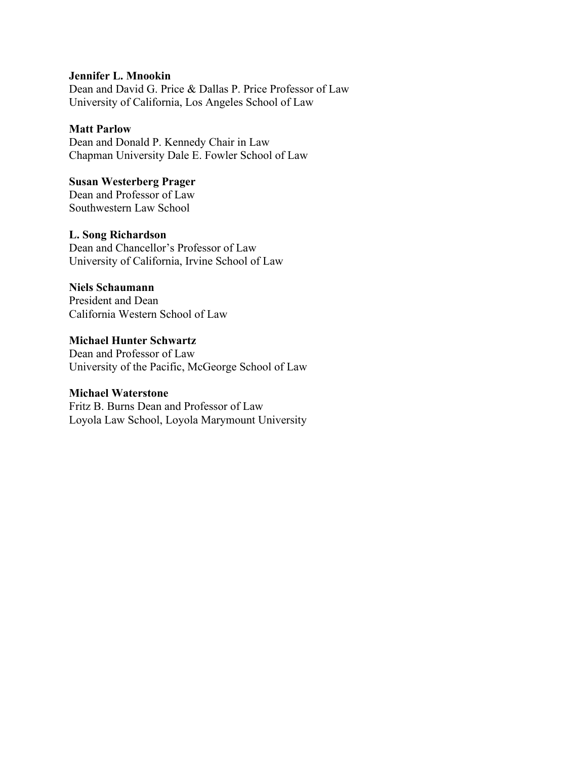**Jennifer L. Mnookin**
Dean and David G. Price & Dallas P. Price Professor of Law
University of California, Los Angeles School of Law

**Matt Parlow**
Dean and Donald P. Kennedy Chair in Law
Chapman University Dale E. Fowler School of Law

**Susan Westerberg Prager**
Dean and Professor of Law
Southwestern Law School

**L. Song Richardson**
Dean and Chancellor's Professor of Law
University of California, Irvine School of Law

**Niels Schaumann**
President and Dean
California Western School of Law

**Michael Hunter Schwartz**
Dean and Professor of Law
University of the Pacific, McGeorge School of Law

**Michael Waterstone**
Fritz B. Burns Dean and Professor of Law
Loyola Law School, Loyola Marymount University